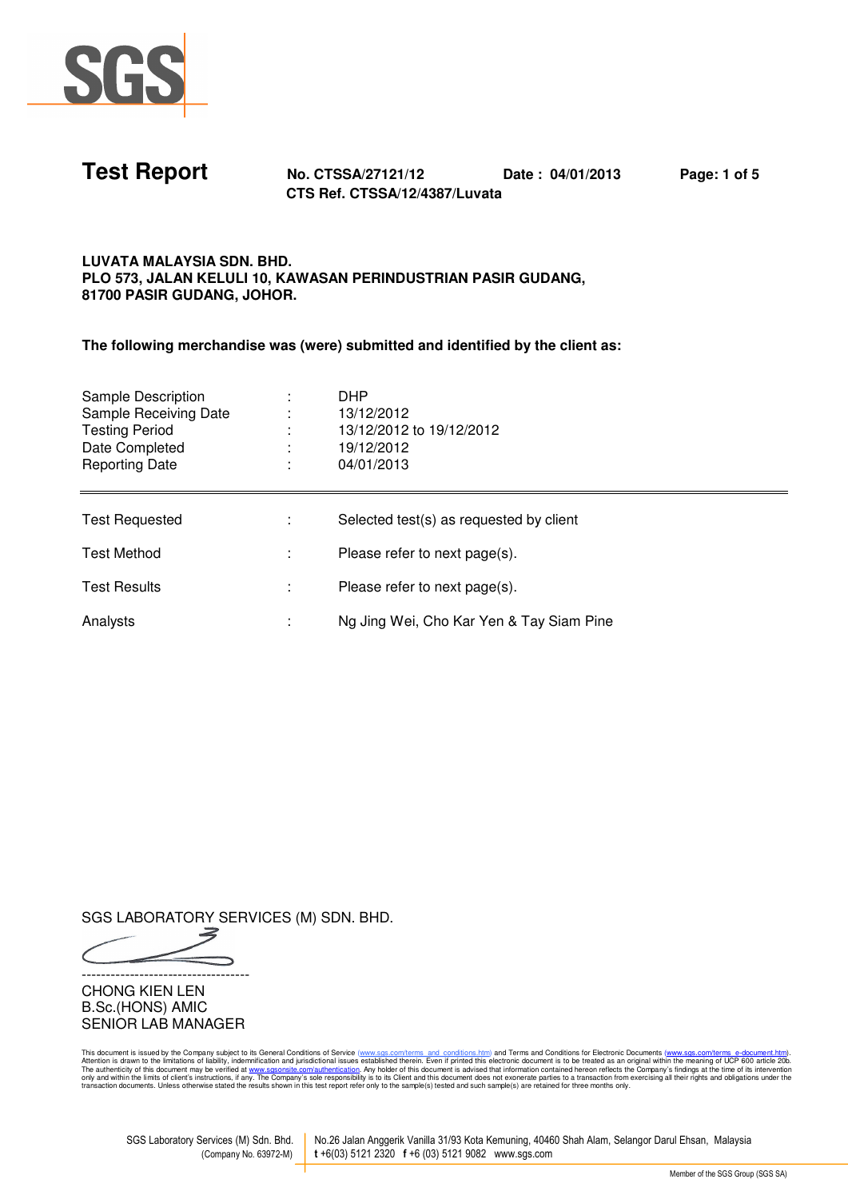# Test Report

**No. CTSSA/27121/12** **Date : 04/01/2013**
**CTS Ref. CTSSA/12/4387/Luvata**

**LUVATA MALAYSIA SDN. BHD.**
**PLO 573, JALAN KELULI 10, KAWASAN PERINDUSTRIAN PASIR GUDANG,**
**81700 PASIR GUDANG, JOHOR.**

**The following merchandise was (were) submitted and identified by the client as:**

| | | |
|---|---|---|
| Sample Description | : | DHP |
| Sample Receiving Date | : | 13/12/2012 |
| Testing Period | : | 13/12/2012 to 19/12/2012 |
| Date Completed | : | 19/12/2012 |
| Reporting Date | : | 04/01/2013 |

| | | |
|---|---|---|
| Test Requested | : | Selected test(s) as requested by client |
| Test Method | : | Please refer to next page(s). |
| Test Results | : | Please refer to next page(s). |
| Analysts | : | Ng Jing Wei, Cho Kar Yen & Tay Siam Pine |

SGS LABORATORY SERVICES (M) SDN. BHD.

----------------------------------

CHONG KIEN LEN
B.Sc.(HONS) AMIC
SENIOR LAB MANAGER

This document is issued by the Company subject to its General Conditions of Service (www.sgs.com/terms_and_conditions.htm) and Terms and Conditions for Electronic Documents (www.sgs.com/terms_e-document.htm). Attention is drawn to the limitations of liability, indemnification and jurisdictional issues established therein. Even if printed this electronic document is to be treated as an original within the meaning of UCP 600 article 20b. The authenticity of this document may be verified at www.sgsonsite.com/authentication. Any holder of this document is advised that information contained hereon reflects the Company's findings at the time of its intervention only and within the limits of client's instructions, if any. The Company's sole responsibility is to its Client and this document does not exonerate parties to a transaction from exercising all their rights and obligations under the transaction documents. Unless otherwise stated the results shown in this test report refer only to the sample(s) tested and such sample(s) are retained for three months only.

SGS Laboratory Services (M) Sdn. Bhd. (Company No. 63972-M) | No.26 Jalan Anggerik Vanilla 31/93 Kota Kemuning, 40460 Shah Alam, Selangor Darul Ehsan, Malaysia
t +6(03) 5121 2320 f +6 (03) 5121 9082 www.sgs.com

Member of the SGS Group (SGS SA)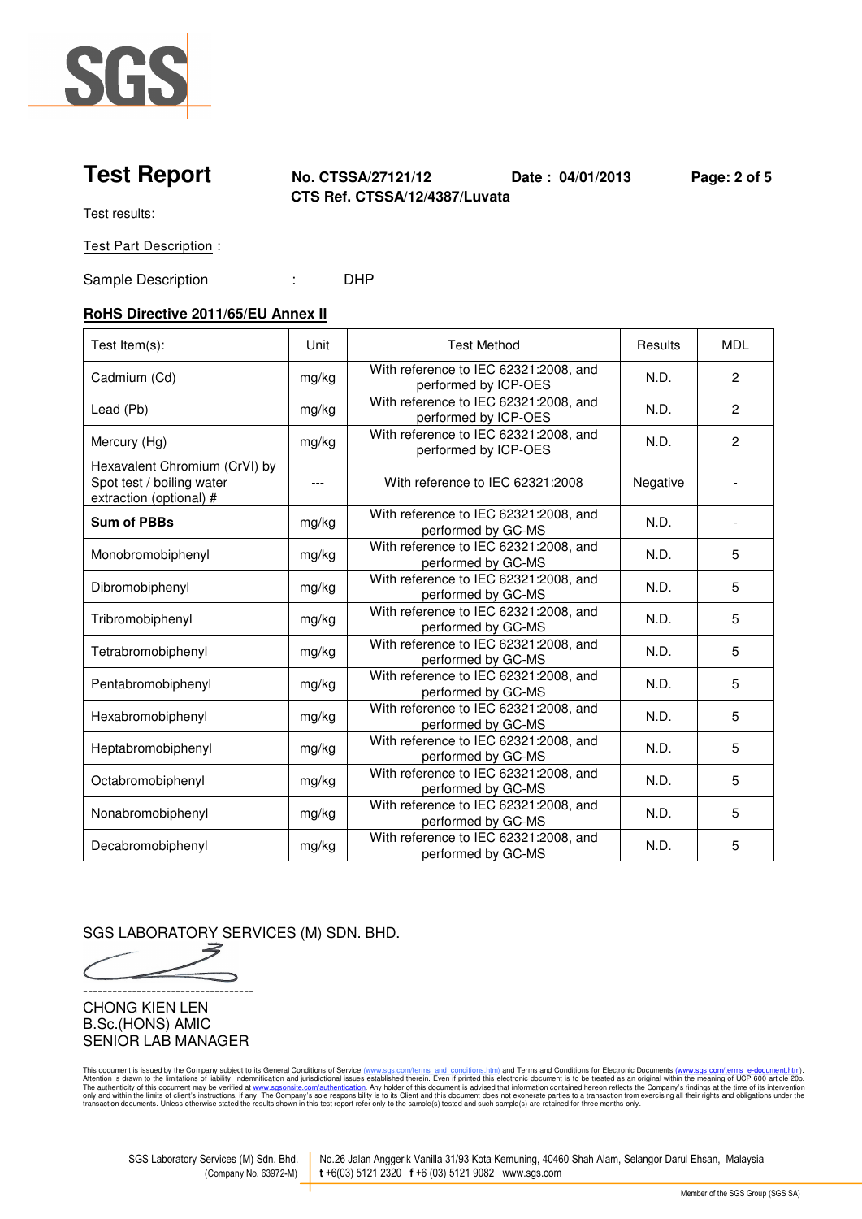# Test Report

**No. CTSSA/27121/12** **Date : 04/01/2013**
**CTS Ref. CTSSA/12/4387/Luvata**

Test results:

Test Part Description :

Sample Description : DHP

**RoHS Directive 2011/65/EU Annex II**

| Test Item(s): | Unit | Test Method | Results | MDL |
|---|---|---|---|---|
| Cadmium (Cd) | mg/kg | With reference to IEC 62321:2008, and performed by ICP-OES | N.D. | 2 |
| Lead (Pb) | mg/kg | With reference to IEC 62321:2008, and performed by ICP-OES | N.D. | 2 |
| Mercury (Hg) | mg/kg | With reference to IEC 62321:2008, and performed by ICP-OES | N.D. | 2 |
| Hexavalent Chromium (CrVI) by Spot test / boiling water extraction (optional) # | --- | With reference to IEC 62321:2008 | Negative | - |
| **Sum of PBBs** | mg/kg | With reference to IEC 62321:2008, and performed by GC-MS | N.D. | - |
| Monobromobiphenyl | mg/kg | With reference to IEC 62321:2008, and performed by GC-MS | N.D. | 5 |
| Dibromobiphenyl | mg/kg | With reference to IEC 62321:2008, and performed by GC-MS | N.D. | 5 |
| Tribromobiphenyl | mg/kg | With reference to IEC 62321:2008, and performed by GC-MS | N.D. | 5 |
| Tetrabromobiphenyl | mg/kg | With reference to IEC 62321:2008, and performed by GC-MS | N.D. | 5 |
| Pentabromobiphenyl | mg/kg | With reference to IEC 62321:2008, and performed by GC-MS | N.D. | 5 |
| Hexabromobiphenyl | mg/kg | With reference to IEC 62321:2008, and performed by GC-MS | N.D. | 5 |
| Heptabromobiphenyl | mg/kg | With reference to IEC 62321:2008, and performed by GC-MS | N.D. | 5 |
| Octabromobiphenyl | mg/kg | With reference to IEC 62321:2008, and performed by GC-MS | N.D. | 5 |
| Nonabromobiphenyl | mg/kg | With reference to IEC 62321:2008, and performed by GC-MS | N.D. | 5 |
| Decabromobiphenyl | mg/kg | With reference to IEC 62321:2008, and performed by GC-MS | N.D. | 5 |

SGS LABORATORY SERVICES (M) SDN. BHD.

-----------------------------------

CHONG KIEN LEN
B.Sc.(HONS) AMIC
SENIOR LAB MANAGER

This document is issued by the Company subject to its General Conditions of Service (www.sgs.com/terms_and_conditions.htm) and Terms and Conditions for Electronic Documents (www.sgs.com/terms_e-document.htm). Attention is drawn to the limitations of liability, indemnification and jurisdictional issues established therein. Even if printed this electronic document is to be treated as an original within the meaning of UCP 600 article 20b. The authenticity of this document may be verified at www.sgsonsite.com/authentication. Any holder of this document is advised that information contained hereon reflects the Company's findings at the time of its intervention only and within the limits of client's instructions, if any. The Company's sole responsibility is to its Client and this document does not exonerate parties to a transaction from exercising all their rights and obligations under the transaction documents. Unless otherwise stated the results shown in this test report refer only to the sample(s) tested and such sample(s) are retained for three months only.

SGS Laboratory Services (M) Sdn. Bhd. (Company No. 63972-M) | No.26 Jalan Anggerik Vanilla 31/93 Kota Kemuning, 40460 Shah Alam, Selangor Darul Ehsan, Malaysia t +6(03) 5121 2320 f +6 (03) 5121 9082 www.sgs.com

Member of the SGS Group (SGS SA)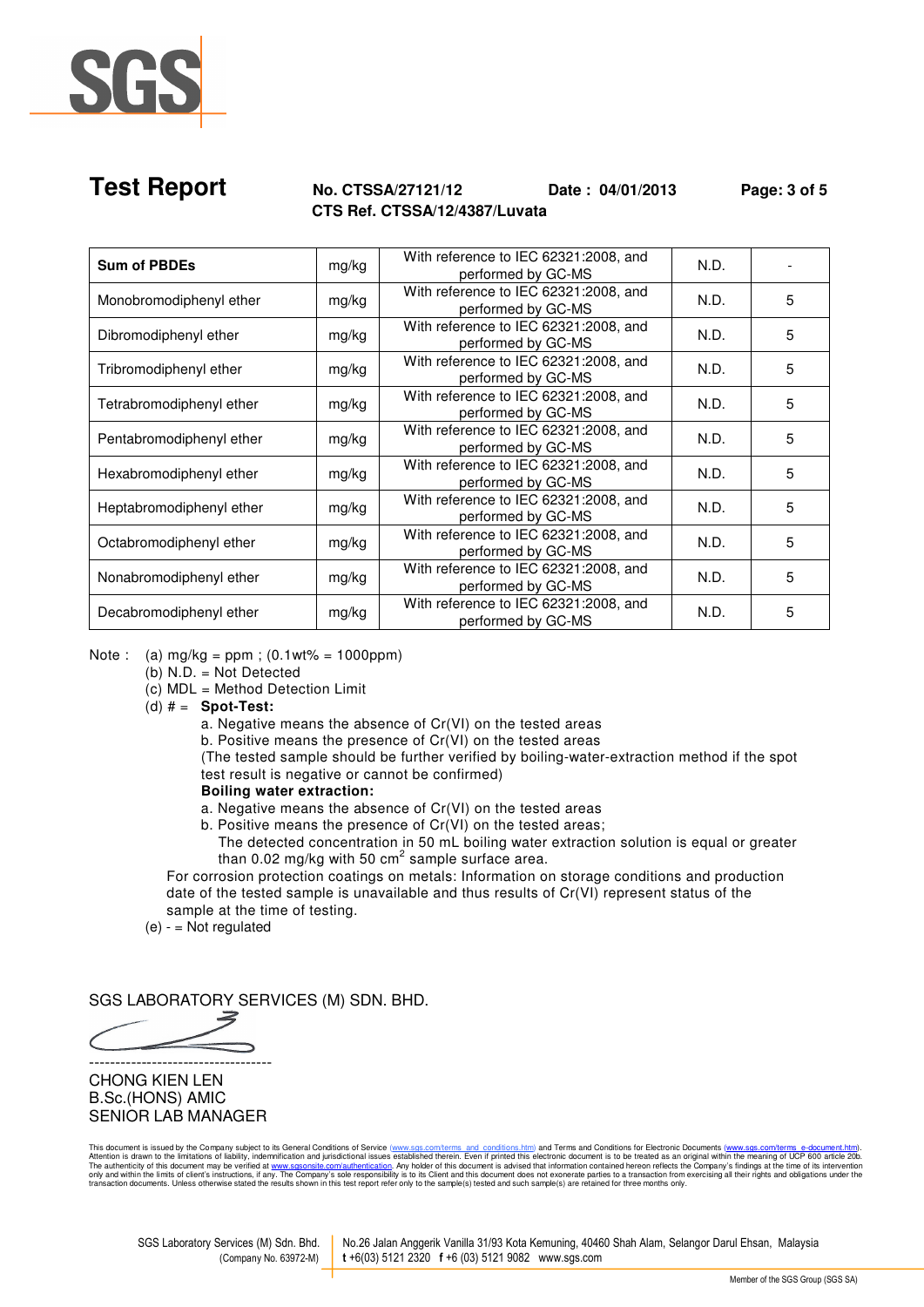# Test Report

**No. CTSSA/27121/12** **Date : 04/01/2013**
**CTS Ref. CTSSA/12/4387/Luvata**

| | | | | |
|---|---|---|---|---|
| **Sum of PBDEs** | mg/kg | With reference to IEC 62321:2008, and performed by GC-MS | N.D. | - |
| Monobromodiphenyl ether | mg/kg | With reference to IEC 62321:2008, and performed by GC-MS | N.D. | 5 |
| Dibromodiphenyl ether | mg/kg | With reference to IEC 62321:2008, and performed by GC-MS | N.D. | 5 |
| Tribromodiphenyl ether | mg/kg | With reference to IEC 62321:2008, and performed by GC-MS | N.D. | 5 |
| Tetrabromodiphenyl ether | mg/kg | With reference to IEC 62321:2008, and performed by GC-MS | N.D. | 5 |
| Pentabromodiphenyl ether | mg/kg | With reference to IEC 62321:2008, and performed by GC-MS | N.D. | 5 |
| Hexabromodiphenyl ether | mg/kg | With reference to IEC 62321:2008, and performed by GC-MS | N.D. | 5 |
| Heptabromodiphenyl ether | mg/kg | With reference to IEC 62321:2008, and performed by GC-MS | N.D. | 5 |
| Octabromodiphenyl ether | mg/kg | With reference to IEC 62321:2008, and performed by GC-MS | N.D. | 5 |
| Nonabromodiphenyl ether | mg/kg | With reference to IEC 62321:2008, and performed by GC-MS | N.D. | 5 |
| Decabromodiphenyl ether | mg/kg | With reference to IEC 62321:2008, and performed by GC-MS | N.D. | 5 |

Note :
- (a) mg/kg = ppm ; (0.1wt% = 1000ppm)
- (b) N.D. = Not Detected
- (c) MDL = Method Detection Limit
- (d) # = **Spot-Test:**
  - a. Negative means the absence of Cr(VI) on the tested areas
  - b. Positive means the presence of Cr(VI) on the tested areas

  (The tested sample should be further verified by boiling-water-extraction method if the spot test result is negative or cannot be confirmed)

  **Boiling water extraction:**
  - a. Negative means the absence of Cr(VI) on the tested areas
  - b. Positive means the presence of Cr(VI) on the tested areas;
    The detected concentration in 50 mL boiling water extraction solution is equal or greater than 0.02 mg/kg with 50 $cm^2$ sample surface area.

  For corrosion protection coatings on metals: Information on storage conditions and production date of the tested sample is unavailable and thus results of Cr(VI) represent status of the sample at the time of testing.
- (e) - = Not regulated

SGS LABORATORY SERVICES (M) SDN. BHD.

----------------------------------

CHONG KIEN LEN
B.Sc.(HONS) AMIC
SENIOR LAB MANAGER

This document is issued by the Company subject to its General Conditions of Service (www.sgs.com/terms_and_conditions.htm) and Terms and Conditions for Electronic Documents (www.sgs.com/terms_e-document.htm). Attention is drawn to the limitations of liability, indemnification and jurisdictional issues established therein. Even if printed this electronic document is to be treated as an original within the meaning of UCP 600 article 20b. The authenticity of this document may be verified at www.sgsonsite.com/authentication. Any holder of this document is advised that information contained hereon reflects the Company's findings at the time of its intervention only and within the limits of client's instructions, if any. The Company's sole responsibility is to its Client and this document does not exonerate parties to a transaction from exercising all their rights and obligations under the transaction documents. Unless otherwise stated the results shown in this test report refer only to the sample(s) tested and such sample(s) are retained for three months only.

SGS Laboratory Services (M) Sdn. Bhd. (Company No. 63972-M) | No.26 Jalan Anggerik Vanilla 31/93 Kota Kemuning, 40460 Shah Alam, Selangor Darul Ehsan, Malaysia t +6(03) 5121 2320 f +6 (03) 5121 9082 www.sgs.com

Member of the SGS Group (SGS SA)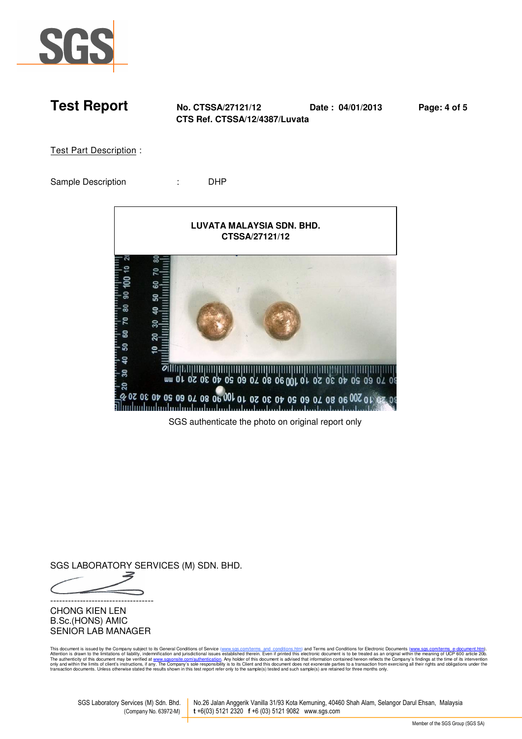# Test Report

**No. CTSSA/27121/12** **Date : 04/01/2013**
**CTS Ref. CTSSA/12/4387/Luvata**

Test Part Description :

Sample Description : DHP

**LUVATA MALAYSIA SDN. BHD.**
**CTSSA/27121/12**

SGS authenticate the photo on original report only

SGS LABORATORY SERVICES (M) SDN. BHD.

----------------------------------
CHONG KIEN LEN
B.Sc.(HONS) AMIC
SENIOR LAB MANAGER

This document is issued by the Company subject to its General Conditions of Service (www.sgs.com/terms_and_conditions.htm) and Terms and Conditions for Electronic Documents (www.sgs.com/terms_e-document.htm). Attention is drawn to the limitations of liability, indemnification and jurisdictional issues established therein. Even if printed this electronic document is to be treated as an original within the meaning of UCP 600 article 20b. The authenticity of this document may be verified at www.sgsonsite.com/authentication. Any holder of this document is advised that information contained hereon reflects the Company's findings at the time of its intervention only and within the limits of client's instructions, if any. The Company's sole responsibility is to its Client and this document does not exonerate parties to a transaction from exercising all their rights and obligations under the transaction documents. Unless otherwise stated the results shown in this test report refer only to the sample(s) tested and such sample(s) are retained for three months only.

SGS Laboratory Services (M) Sdn. Bhd. (Company No. 63972-M) | No.26 Jalan Anggerik Vanilla 31/93 Kota Kemuning, 40460 Shah Alam, Selangor Darul Ehsan, Malaysia t +6(03) 5121 2320 f +6 (03) 5121 9082 www.sgs.com

Member of the SGS Group (SGS SA)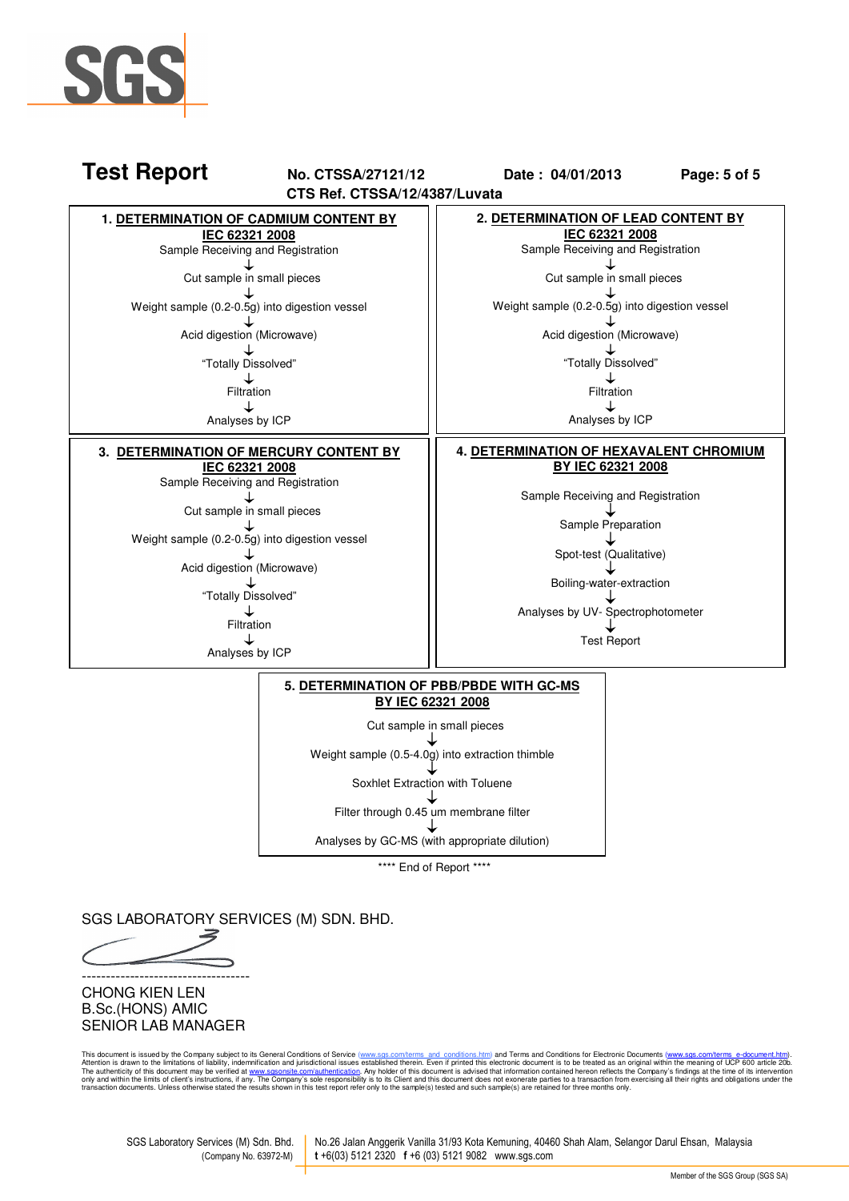# Test Report

**No. CTSSA/27121/12** **Date : 04/01/2013**

**CTS Ref. CTSSA/12/4387/Luvata**

## 1. DETERMINATION OF CADMIUM CONTENT BY IEC 62321 2008

Sample Receiving and Registration
↓
Cut sample in small pieces
↓
Weight sample (0.2-0.5g) into digestion vessel
↓
Acid digestion (Microwave)
↓
"Totally Dissolved"
↓
Filtration
↓
Analyses by ICP

## 2. DETERMINATION OF LEAD CONTENT BY IEC 62321 2008

Sample Receiving and Registration
↓
Cut sample in small pieces
↓
Weight sample (0.2-0.5g) into digestion vessel
↓
Acid digestion (Microwave)
↓
"Totally Dissolved"
↓
Filtration
↓
Analyses by ICP

## 3. DETERMINATION OF MERCURY CONTENT BY IEC 62321 2008

Sample Receiving and Registration
↓
Cut sample in small pieces
↓
Weight sample (0.2-0.5g) into digestion vessel
↓
Acid digestion (Microwave)
↓
"Totally Dissolved"
↓
Filtration
↓
Analyses by ICP

## 4. DETERMINATION OF HEXAVALENT CHROMIUM BY IEC 62321 2008

Sample Receiving and Registration
↓
Sample Preparation
↓
Spot-test (Qualitative)
↓
Boiling-water-extraction
↓
Analyses by UV- Spectrophotometer
↓
Test Report

## 5. DETERMINATION OF PBB/PBDE WITH GC-MS BY IEC 62321 2008

Cut sample in small pieces
↓
Weight sample (0.5-4.0g) into extraction thimble
↓
Soxhlet Extraction with Toluene
↓
Filter through 0.45 um membrane filter
↓
Analyses by GC-MS (with appropriate dilution)

**** End of Report ****

SGS LABORATORY SERVICES (M) SDN. BHD.

----------------------------------

CHONG KIEN LEN
B.Sc.(HONS) AMIC
SENIOR LAB MANAGER

This document is issued by the Company subject to its General Conditions of Service (www.sgs.com/terms_and_conditions.htm) and Terms and Conditions for Electronic Documents (www.sgs.com/terms_e-document.htm). Attention is drawn to the limitations of liability, indemnification and jurisdictional issues established therein. Even if printed this electronic document is to be treated as an original within the meaning of UCP 600 article 20b. The authenticity of this document may be verified at www.sgsonsite.com/authentication. Any holder of this document is advised that information contained hereon reflects the Company's findings at the time of its intervention only and within the limits of client's instructions, if any. The Company's sole responsibility is to its Client and this document does not exonerate parties to a transaction from exercising all their rights and obligations under the transaction documents. Unless otherwise stated the results shown in this test report refer only to the sample(s) tested and such sample(s) are retained for three months only.

SGS Laboratory Services (M) Sdn. Bhd. (Company No. 63972-M) | No.26 Jalan Anggerik Vanilla 31/93 Kota Kemuning, 40460 Shah Alam, Selangor Darul Ehsan, Malaysia **t** +6(03) 5121 2320 **f** +6 (03) 5121 9082 www.sgs.com

Member of the SGS Group (SGS SA)